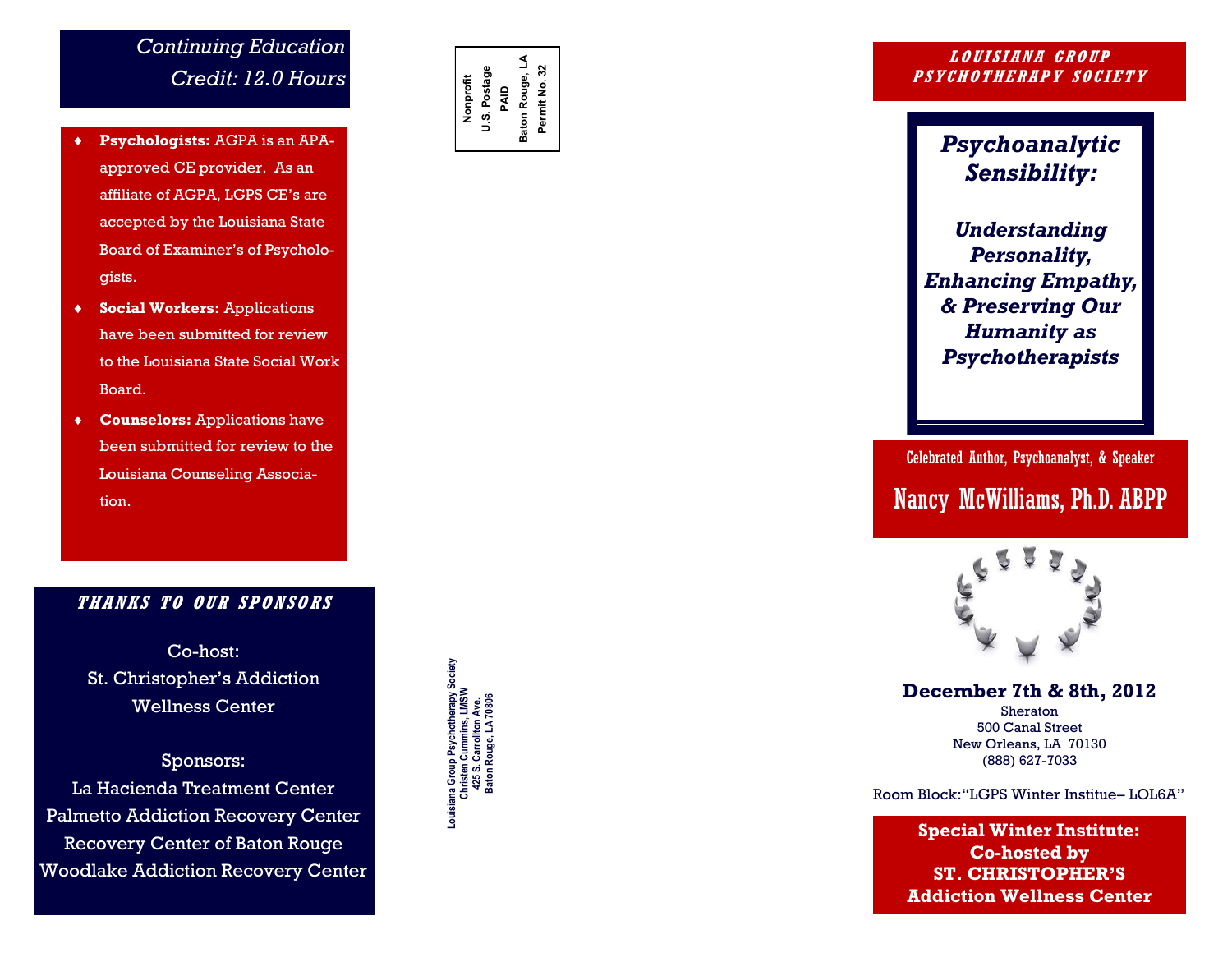## Continuing Education Credit: 12.0 Hours

- **Psychologists:** AGPA is an APA-approved CE provider. As an affiliate of AGPA, LGPS CE's are accepted by the Louisiana State Board of Examiner's of Psychologists.
- **Social Workers:** Applications have been submitted for review to the Louisiana State Social Work Board.
- **Counselors:** Applications have been submitted for review to the Louisiana Counseling Association.

## THANKS TO OUR SPONSORS

Co-host:
St. Christopher's Addiction Wellness Center

Sponsors:
La Hacienda Treatment Center
Palmetto Addiction Recovery Center
Recovery Center of Baton Rouge
Woodlake Addiction Recovery Center

Nonprofit
U.S. Postage
PAID
Baton Rouge, LA
Permit No. 32

Louisiana Group Psychotherapy Society
Christen Cummins, LMSW
425 S. Carrollton Ave.
Baton Rouge, LA 70806

## LOUISIANA GROUP PSYCHOTHERAPY SOCIETY

# *Psychoanalytic Sensibility:*

## *Understanding Personality, Enhancing Empathy, & Preserving Our Humanity as Psychotherapists*

Celebrated Author, Psychoanalyst, & Speaker

## Nancy McWilliams, Ph.D. ABPP

**December 7th & 8th, 2012**

Sheraton
500 Canal Street
New Orleans, LA 70130
(888) 627-7033

Room Block:"LGPS Winter Institue– LOL6A"

**Special Winter Institute: Co-hosted by ST. CHRISTOPHER'S Addiction Wellness Center**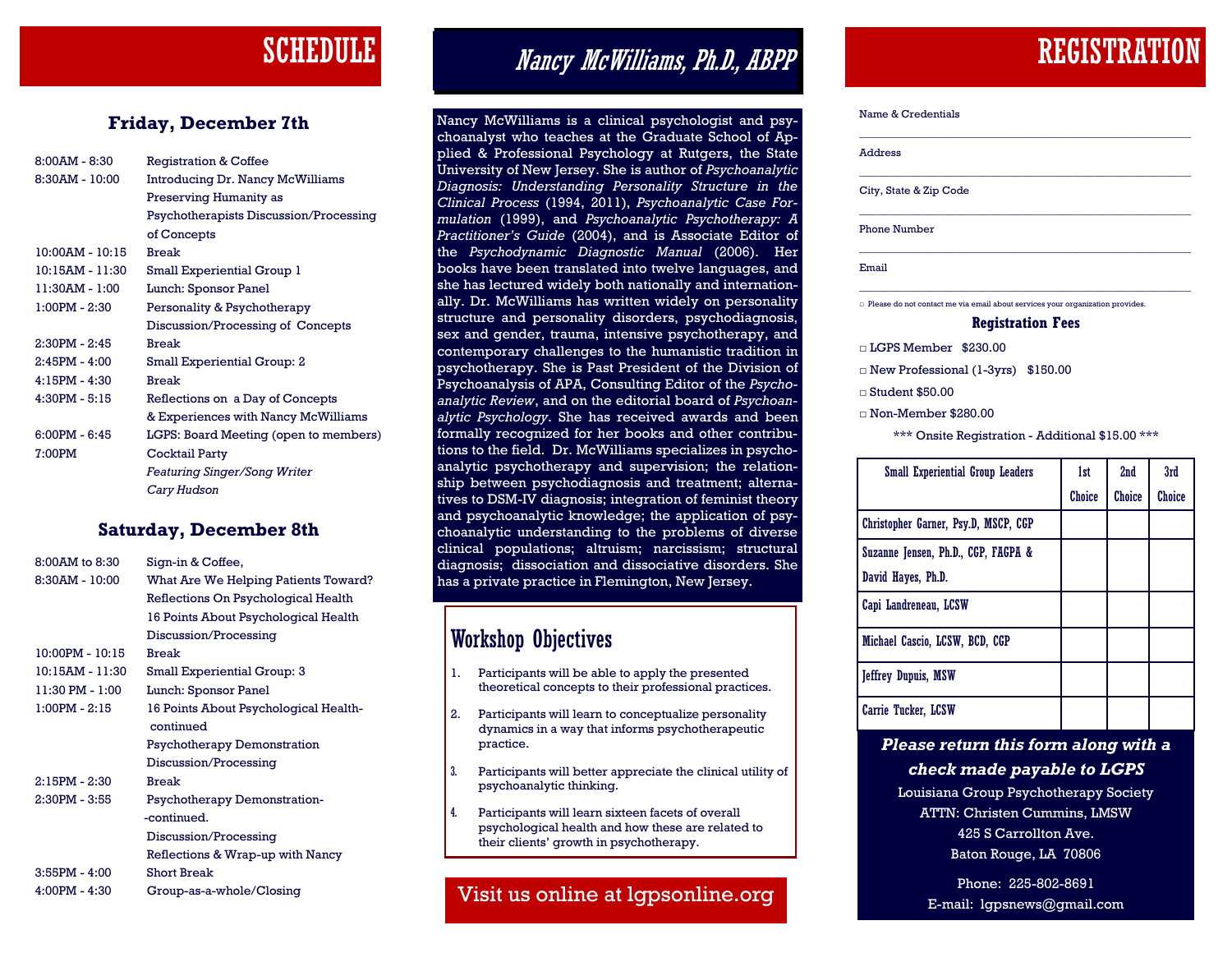# SCHEDULE

### Friday, December 7th

| | |
|---|---|
| 8:00AM - 8:30 | Registration & Coffee |
| 8:30AM - 10:00 | Introducing Dr. Nancy McWilliams<br>Preserving Humanity as Psychotherapists Discussion/Processing of Concepts |
| 10:00AM - 10:15 | Break |
| 10:15AM - 11:30 | Small Experiential Group 1 |
| 11:30AM - 1:00 | Lunch: Sponsor Panel |
| 1:00PM - 2:30 | Personality & Psychotherapy<br>Discussion/Processing of Concepts |
| 2:30PM - 2:45 | Break |
| 2:45PM - 4:00 | Small Experiential Group: 2 |
| 4:15PM - 4:30 | Break |
| 4:30PM - 5:15 | Reflections on a Day of Concepts & Experiences with Nancy McWilliams |
| 6:00PM - 6:45 | LGPS: Board Meeting (open to members) |
| 7:00PM | Cocktail Party<br>*Featuring Singer/Song Writer Cary Hudson* |

### Saturday, December 8th

| | |
|---|---|
| 8:00AM to 8:30 | Sign-in & Coffee, |
| 8:30AM - 10:00 | What Are We Helping Patients Toward?<br>Reflections On Psychological Health<br>16 Points About Psychological Health<br>Discussion/Processing |
| 10:00PM - 10:15 | Break |
| 10:15AM - 11:30 | Small Experiential Group: 3 |
| 11:30 PM - 1:00 | Lunch: Sponsor Panel |
| 1:00PM - 2:15 | 16 Points About Psychological Health- continued<br>Psychotherapy Demonstration<br>Discussion/Processing |
| 2:15PM - 2:30 | Break |
| 2:30PM - 3:55 | Psychotherapy Demonstration- -continued.<br>Discussion/Processing<br>Reflections & Wrap-up with Nancy |
| 3:55PM - 4:00 | Short Break |
| 4:00PM - 4:30 | Group-as-a-whole/Closing |

# *Nancy McWilliams, Ph.D., ABPP*

Nancy McWilliams is a clinical psychologist and psychoanalyst who teaches at the Graduate School of Applied & Professional Psychology at Rutgers, the State University of New Jersey. She is author of *Psychoanalytic Diagnosis: Understanding Personality Structure in the Clinical Process* (1994, 2011), *Psychoanalytic Case Formulation* (1999), and *Psychoanalytic Psychotherapy: A Practitioner's Guide* (2004), and is Associate Editor of the *Psychodynamic Diagnostic Manual* (2006). Her books have been translated into twelve languages, and she has lectured widely both nationally and internationally. Dr. McWilliams has written widely on personality structure and personality disorders, psychodiagnosis, sex and gender, trauma, intensive psychotherapy, and contemporary challenges to the humanistic tradition in psychotherapy. She is Past President of the Division of Psychoanalysis of APA, Consulting Editor of the *Psychoanalytic Review*, and on the editorial board of *Psychoanalytic Psychology*. She has received awards and been formally recognized for her books and other contributions to the field. Dr. McWilliams specializes in psychoanalytic psychotherapy and supervision; the relationship between psychodiagnosis and treatment; alternatives to DSM-IV diagnosis; integration of feminist theory and psychoanalytic knowledge; the application of psychoanalytic understanding to the problems of diverse clinical populations; altruism; narcissism; structural diagnosis; dissociation and dissociative disorders. She has a private practice in Flemington, New Jersey.

## Workshop Objectives

1. Participants will be able to apply the presented theoretical concepts to their professional practices.
2. Participants will learn to conceptualize personality dynamics in a way that informs psychotherapeutic practice.
3. Participants will better appreciate the clinical utility of psychoanalytic thinking.
4. Participants will learn sixteen facets of overall psychological health and how these are related to their clients' growth in psychotherapy.

Visit us online at lgpsonline.org

# REGISTRATION

Name & Credentials ____________________

Address ____________________

City, State & Zip Code ____________________

Phone Number ____________________

Email ____________________

□ Please do not contact me via email about services your organization provides.

### Registration Fees

□ LGPS Member $230.00

□ New Professional (1-3yrs) $150.00

□ Student $50.00

□ Non-Member $280.00

\*\*\* Onsite Registration - Additional $15.00 \*\*\*

| Small Experiential Group Leaders | 1st Choice | 2nd Choice | 3rd Choice |
|---|---|---|---|
| Christopher Garner, Psy.D, MSCP, CGP | | | |
| Suzanne Jensen, Ph.D., CGP, FAGPA & David Hayes, Ph.D. | | | |
| Capi Landreneau, LCSW | | | |
| Michael Cascio, LCSW, BCD, CGP | | | |
| Jeffrey Dupuis, MSW | | | |
| Carrie Tucker, LCSW | | | |

***Please return this form along with a check made payable to LGPS***

Louisiana Group Psychotherapy Society
ATTN: Christen Cummins, LMSW
425 S Carrollton Ave.
Baton Rouge, LA 70806

Phone: 225-802-8691
E-mail: lgpsnews@gmail.com